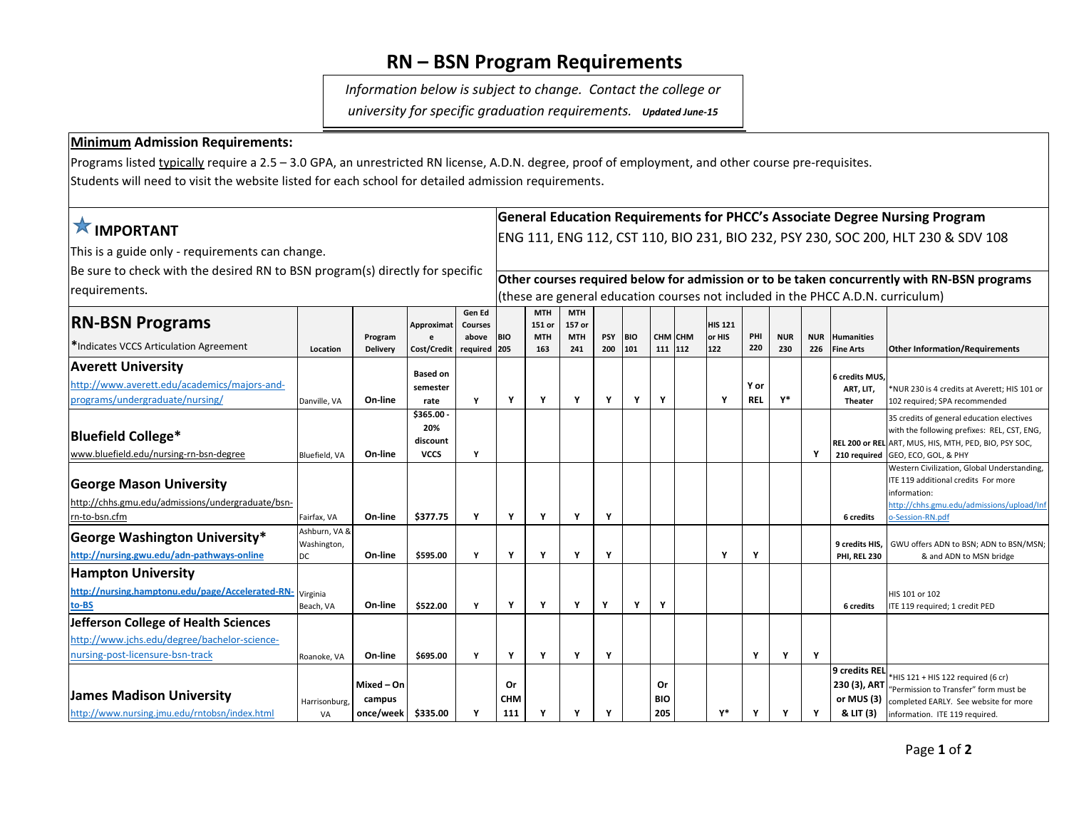# RN – BSN Program Requirements

*Information below is subject to change. Contact the college or university for specific graduation requirements.* ***Updated June-15***

**Minimum Admission Requirements:**

Programs listed typically require a 2.5 – 3.0 GPA, an unrestricted RN license, A.D.N. degree, proof of employment, and other course pre-requisites.
Students will need to visit the website listed for each school for detailed admission requirements.

## ★ IMPORTANT

This is a guide only - requirements can change.
Be sure to check with the desired RN to BSN program(s) directly for specific requirements.

**General Education Requirements for PHCC's Associate Degree Nursing Program**
ENG 111, ENG 112, CST 110, BIO 231, BIO 232, PSY 230, SOC 200, HLT 230 & SDV 108

**Other courses required below for admission or to be taken concurrently with RN-BSN programs**
(these are general education courses not included in the PHCC A.D.N. curriculum)

| RN-BSN Programs<br>*Indicates VCCS Articulation Agreement | Location | Program Delivery | Approximate Cost/Credit | Gen Ed Courses above required | BIO 205 | MTH 151 or MTH 163 | MTH 157 or MTH 241 | PSY 200 | BIO 101 | CHM 111 | CHM 112 | HIS 121 or HIS 122 | PHI 220 | NUR 230 | NUR 226 | Humanities Fine Arts | Other Information/Requirements |
|---|---|---|---|---|---|---|---|---|---|---|---|---|---|---|---|---|---|
| **Averett University**<br>http://www.averett.edu/academics/majors-and-programs/undergraduate/nursing/ | Danville, VA | On-line | Based on semester rate | Y | Y | Y | Y | Y | Y | Y | | Y | Y or REL | Y* | | 6 credits MUS, ART, LIT, Theater | *NUR 230 is 4 credits at Averett; HIS 101 or 102 required; SPA recommended |
| **Bluefield College***<br>www.bluefield.edu/nursing-rn-bsn-degree | Bluefield, VA | On-line | $365.00 - 20% discount VCCS | Y | | | | | | | | | | | Y | REL 200 or REL 210 required | 35 credits of general education electives with the following prefixes: REL, CST, ENG, ART, MUS, HIS, MTH, PED, BIO, PSY SOC, GEO, ECO, GOL, & PHY |
| **George Mason University**<br>http://chhs.gmu.edu/admissions/undergraduate/bsn-rn-to-bsn.cfm | Fairfax, VA | On-line | $377.75 | Y | Y | Y | Y | Y | | | | | | | | 6 credits | Western Civilization, Global Understanding, ITE 119 additional credits For more information: http://chhs.gmu.edu/admissions/upload/Info-Session-RN.pdf |
| **George Washington University***<br>http://nursing.gwu.edu/adn-pathways-online | Ashburn, VA & Washington, DC | On-line | $595.00 | Y | Y | Y | Y | Y | | | | Y | Y | | | 9 credits HIS, PHI, REL 230 | GWU offers ADN to BSN; ADN to BSN/MSN; & and ADN to MSN bridge |
| **Hampton University**<br>http://nursing.hamptonu.edu/page/Accelerated-RN-to-BS | Virginia Beach, VA | On-line | $522.00 | Y | Y | Y | Y | Y | Y | Y | | | | | | 6 credits | HIS 101 or 102<br>ITE 119 required; 1 credit PED |
| **Jefferson College of Health Sciences**<br>http://www.jchs.edu/degree/bachelor-science-nursing-post-licensure-bsn-track | Roanoke, VA | On-line | $695.00 | Y | Y | Y | Y | Y | | | | | Y | Y | Y | | |
| **James Madison University**<br>http://www.nursing.jmu.edu/rntobsn/index.html | Harrisonburg, VA | Mixed – On campus once/week | $335.00 | Y | Or CHM 111 | Y | Y | Y | | Or BIO 205 | | Y* | Y | Y | Y | 9 credits REL 230 (3), ART or MUS (3) & LIT (3) | *HIS 121 + HIS 122 required (6 cr) "Permission to Transfer" form must be completed EARLY. See website for more information. ITE 119 required. |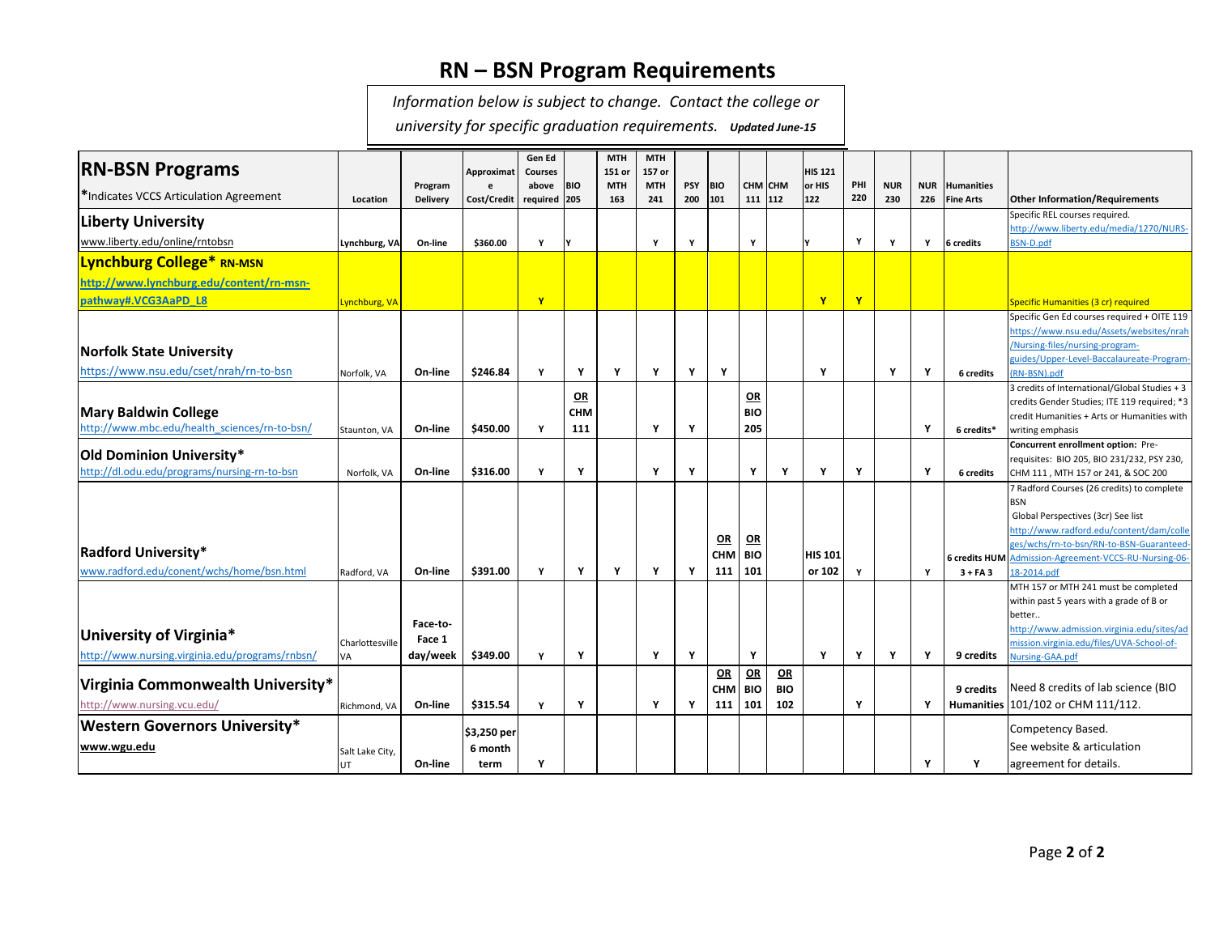# RN – BSN Program Requirements

*Information below is subject to change. Contact the college or university for specific graduation requirements.* ***Updated June-15***

| **RN-BSN Programs** *Indicates VCCS Articulation Agreement | Location | Program Delivery | Approximate Cost/Credit | Gen Ed Courses above required | BIO 205 | MTH 151 or MTH 163 | MTH 157 or MTH 241 | PSY 200 | BIO 101 | CHM 111 | CHM 112 | HIS 121 or HIS 122 | PHI 220 | NUR 230 | NUR 226 | Humanities Fine Arts | Other Information/Requirements |
|---|---|---|---|---|---|---|---|---|---|---|---|---|---|---|---|---|---|
| **Liberty University** www.liberty.edu/online/rntobsn | Lynchburg, VA | On-line | $360.00 | Y | Y | | Y | Y | | Y | | Y | Y | Y | Y | 6 credits | Specific REL courses required. http://www.liberty.edu/media/1270/NURS-BSN-D.pdf |
| **Lynchburg College* RN-MSN** http://www.lynchburg.edu/content/rn-msn-pathway#.VCG3AaPD_L8 | Lynchburg, VA | | | Y | | | | | | | | Y | Y | | | | Specific Humanities (3 cr) required |
| **Norfolk State University** https://www.nsu.edu/cset/nrah/rn-to-bsn | Norfolk, VA | On-line | $246.84 | Y | Y | Y | Y | Y | Y | | | Y | | Y | Y | 6 credits | Specific Gen Ed courses required + OITE 119 https://www.nsu.edu/Assets/websites/nrah/Nursing-files/nursing-program-guides/Upper-Level-Baccalaureate-Program-(RN-BSN).pdf |
| **Mary Baldwin College** http://www.mbc.edu/health_sciences/rn-to-bsn/ | Staunton, VA | On-line | $450.00 | Y | OR CHM 111 | | Y | Y | | OR BIO 205 | | | | | Y | 6 credits* | 3 credits of International/Global Studies + 3 credits Gender Studies; ITE 119 required; *3 credit Humanities + Arts or Humanities with writing emphasis |
| **Old Dominion University*** http://dl.odu.edu/programs/nursing-rn-to-bsn | Norfolk, VA | On-line | $316.00 | Y | Y | | Y | Y | | Y | Y | Y | Y | | Y | 6 credits | **Concurrent enrollment option:** Pre-requisites: BIO 205, BIO 231/232, PSY 230, CHM 111 , MTH 157 or 241, & SOC 200 |
| **Radford University*** www.radford.edu/conent/wchs/home/bsn.html | Radford, VA | On-line | $391.00 | Y | Y | Y | Y | Y | OR CHM 111 | OR BIO 101 | | HIS 101 or 102 | Y | | Y | 6 credits HUM 3 + FA 3 | 7 Radford Courses (26 credits) to complete BSN Global Perspectives (3cr) See list http://www.radford.edu/content/dam/colleges/wchs/rn-to-bsn/RN-to-BSN-Guaranteed-Admission-Agreement-VCCS-RU-Nursing-06-18-2014.pdf |
| **University of Virginia*** http://www.nursing.virginia.edu/programs/rnbsn/ | Charlottesville VA | Face-to-Face 1 day/week | $349.00 | Y | Y | | Y | Y | | Y | | Y | Y | Y | Y | 9 credits | MTH 157 or MTH 241 must be completed within past 5 years with a grade of B or better.. http://www.admission.virginia.edu/sites/admission.virginia.edu/files/UVA-School-of-Nursing-GAA.pdf |
| **Virginia Commonwealth University*** http://www.nursing.vcu.edu/ | Richmond, VA | On-line | $315.54 | Y | Y | | Y | Y | OR CHM 111 | OR BIO 101 | OR BIO 102 | | Y | | Y | 9 credits Humanities | Need 8 credits of lab science (BIO 101/102 or CHM 111/112. |
| **Western Governors University*** www.wgu.edu | Salt Lake City, UT | On-line | $3,250 per 6 month term | Y | | | | | | | | | | | Y | Y | Competency Based. See website & articulation agreement for details. |